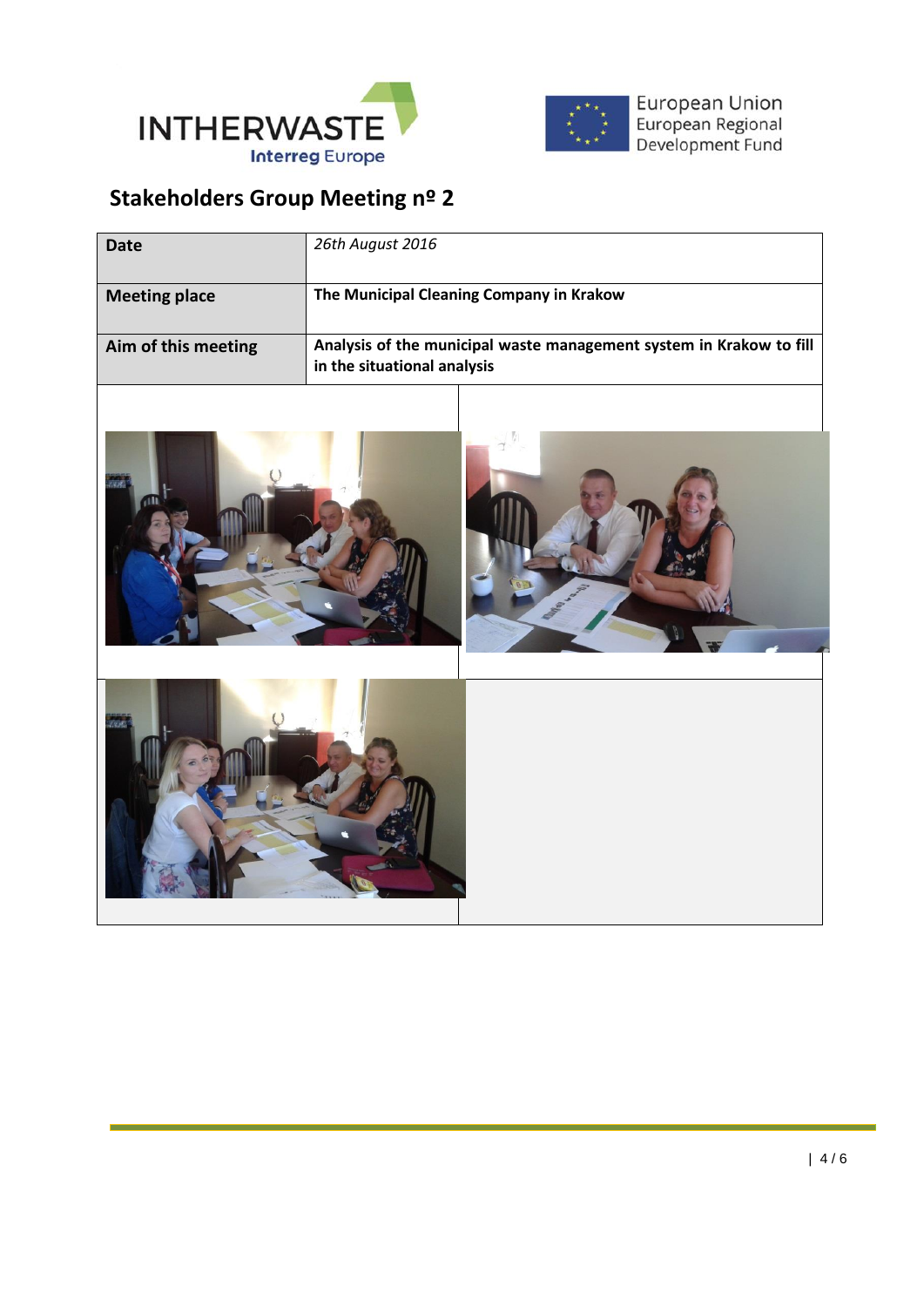## Stakeholders Group Meeting nº 2

| Date | *26th August 2016* |
|---|---|
| **Meeting place** | **The Municipal Cleaning Company in Krakow** |
| **Aim of this meeting** | **Analysis of the municipal waste management system in Krakow to fill in the situational analysis** |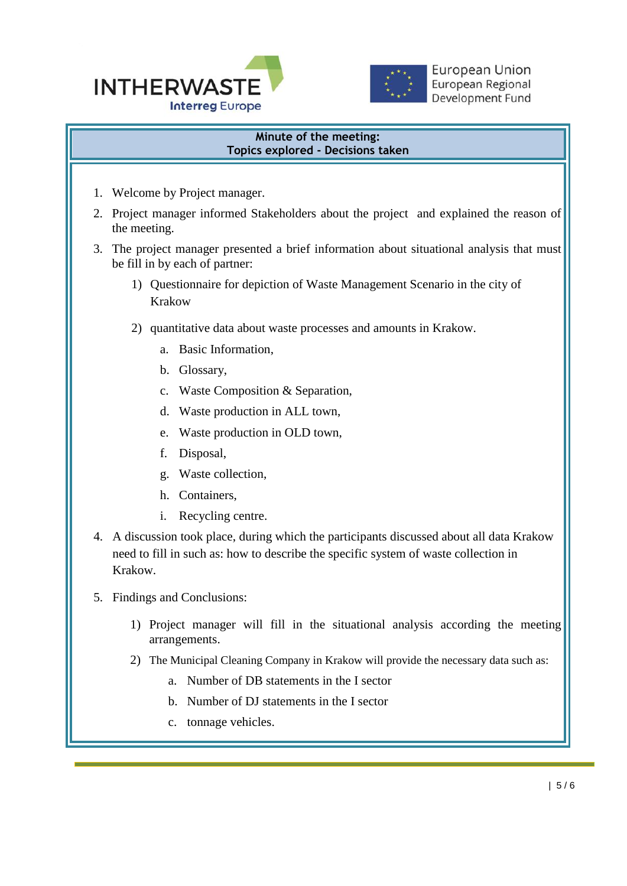**Minute of the meeting:**
**Topics explored - Decisions taken**

1. Welcome by Project manager.
2. Project manager informed Stakeholders about the project and explained the reason of the meeting.
3. The project manager presented a brief information about situational analysis that must be fill in by each of partner:
   1) Questionnaire for depiction of Waste Management Scenario in the city of Krakow
   2) quantitative data about waste processes and amounts in Krakow.
      a. Basic Information,
      b. Glossary,
      c. Waste Composition & Separation,
      d. Waste production in ALL town,
      e. Waste production in OLD town,
      f. Disposal,
      g. Waste collection,
      h. Containers,
      i. Recycling centre.
4. A discussion took place, during which the participants discussed about all data Krakow need to fill in such as: how to describe the specific system of waste collection in Krakow.
5. Findings and Conclusions:
   1) Project manager will fill in the situational analysis according the meeting arrangements.
   2) The Municipal Cleaning Company in Krakow will provide the necessary data such as:
      a. Number of DB statements in the I sector
      b. Number of DJ statements in the I sector
      c. tonnage vehicles.